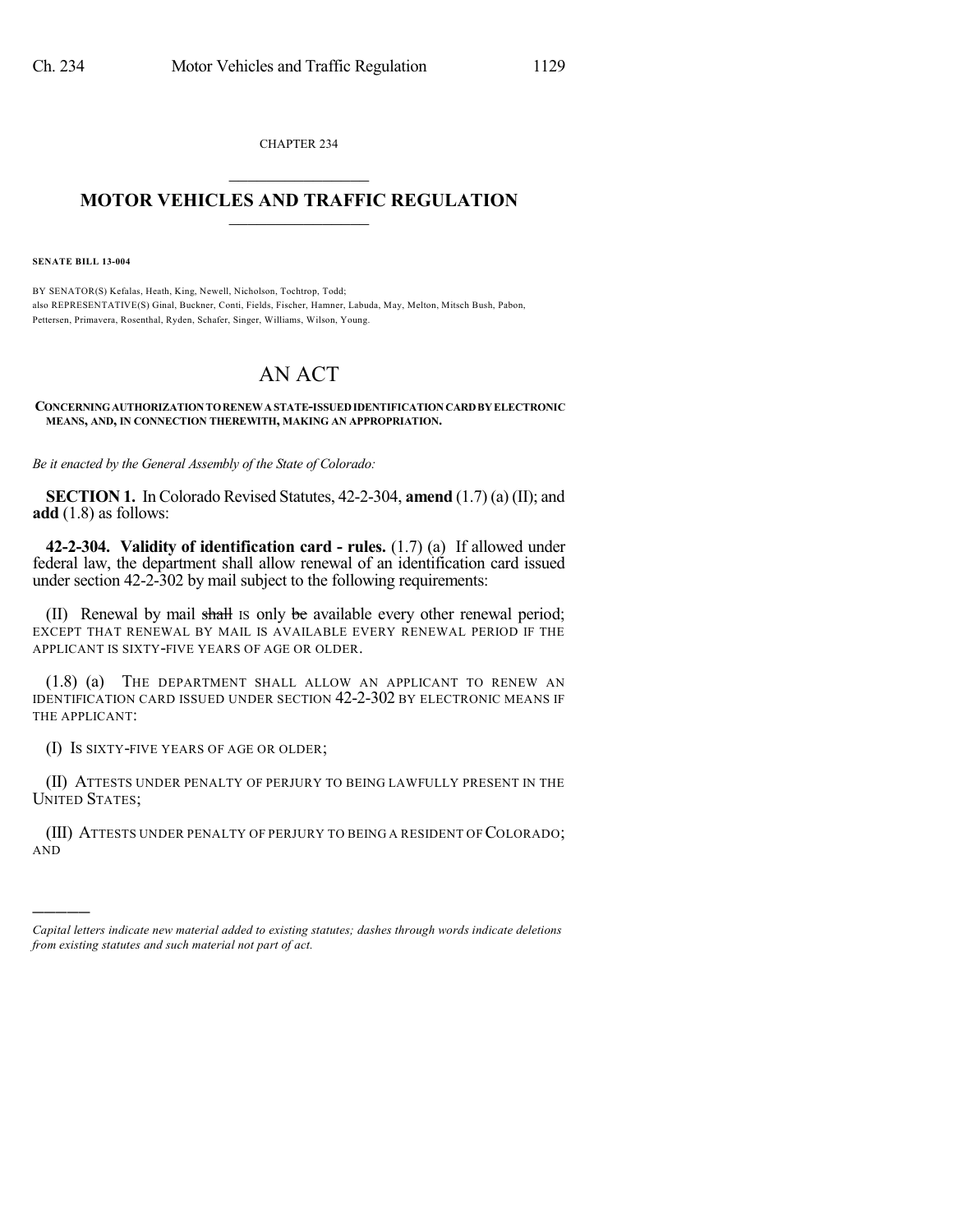CHAPTER 234

# MOTOR VEHICLES AND TRAFFIC REGULATION

**SENATE BILL 13-004**

BY SENATOR(S) Kefalas, Heath, King, Newell, Nicholson, Tochtrop, Todd;
also REPRESENTATIVE(S) Ginal, Buckner, Conti, Fields, Fischer, Hamner, Labuda, May, Melton, Mitsch Bush, Pabon, Pettersen, Primavera, Rosenthal, Ryden, Schafer, Singer, Williams, Wilson, Young.

# AN ACT

**CONCERNING AUTHORIZATION TO RENEW A STATE-ISSUED IDENTIFICATION CARD BY ELECTRONIC MEANS, AND, IN CONNECTION THEREWITH, MAKING AN APPROPRIATION.**

*Be it enacted by the General Assembly of the State of Colorado:*

**SECTION 1.** In Colorado Revised Statutes, 42-2-304, **amend** (1.7) (a) (II); and **add** (1.8) as follows:

**42-2-304. Validity of identification card - rules.** (1.7) (a) If allowed under federal law, the department shall allow renewal of an identification card issued under section 42-2-302 by mail subject to the following requirements:

(II) Renewal by mail ~~shall~~ IS only ~~be~~ available every other renewal period; EXCEPT THAT RENEWAL BY MAIL IS AVAILABLE EVERY RENEWAL PERIOD IF THE APPLICANT IS SIXTY-FIVE YEARS OF AGE OR OLDER.

(1.8) (a) THE DEPARTMENT SHALL ALLOW AN APPLICANT TO RENEW AN IDENTIFICATION CARD ISSUED UNDER SECTION 42-2-302 BY ELECTRONIC MEANS IF THE APPLICANT:

(I) IS SIXTY-FIVE YEARS OF AGE OR OLDER;

(II) ATTESTS UNDER PENALTY OF PERJURY TO BEING LAWFULLY PRESENT IN THE UNITED STATES;

(III) ATTESTS UNDER PENALTY OF PERJURY TO BEING A RESIDENT OF COLORADO; AND

---

*Capital letters indicate new material added to existing statutes; dashes through words indicate deletions from existing statutes and such material not part of act.*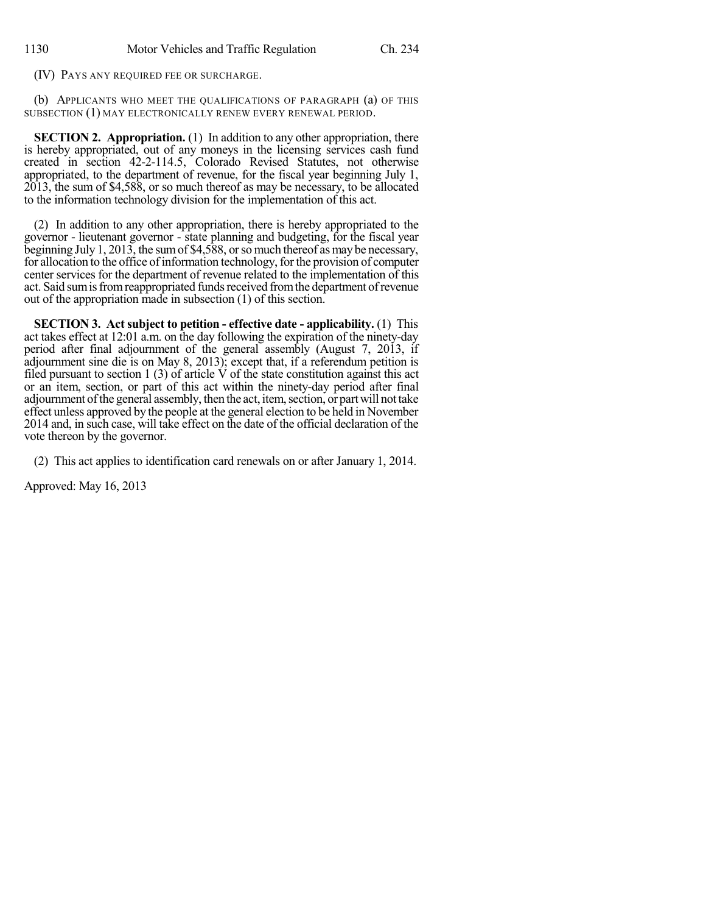(IV) PAYS ANY REQUIRED FEE OR SURCHARGE.

(b) APPLICANTS WHO MEET THE QUALIFICATIONS OF PARAGRAPH (a) OF THIS SUBSECTION (1) MAY ELECTRONICALLY RENEW EVERY RENEWAL PERIOD.

**SECTION 2. Appropriation.** (1) In addition to any other appropriation, there is hereby appropriated, out of any moneys in the licensing services cash fund created in section 42-2-114.5, Colorado Revised Statutes, not otherwise appropriated, to the department of revenue, for the fiscal year beginning July 1, 2013, the sum of $4,588, or so much thereof as may be necessary, to be allocated to the information technology division for the implementation of this act.

(2) In addition to any other appropriation, there is hereby appropriated to the governor - lieutenant governor - state planning and budgeting, for the fiscal year beginning July 1, 2013, the sum of $4,588, or so much thereof as may be necessary, for allocation to the office of information technology, for the provision of computer center services for the department of revenue related to the implementation of this act. Said sum is from reappropriated funds received from the department of revenue out of the appropriation made in subsection (1) of this section.

**SECTION 3. Act subject to petition - effective date - applicability.** (1) This act takes effect at 12:01 a.m. on the day following the expiration of the ninety-day period after final adjournment of the general assembly (August 7, 2013, if adjournment sine die is on May 8, 2013); except that, if a referendum petition is filed pursuant to section 1 (3) of article V of the state constitution against this act or an item, section, or part of this act within the ninety-day period after final adjournment of the general assembly, then the act, item, section, or part will not take effect unless approved by the people at the general election to be held in November 2014 and, in such case, will take effect on the date of the official declaration of the vote thereon by the governor.

(2) This act applies to identification card renewals on or after January 1, 2014.

Approved: May 16, 2013